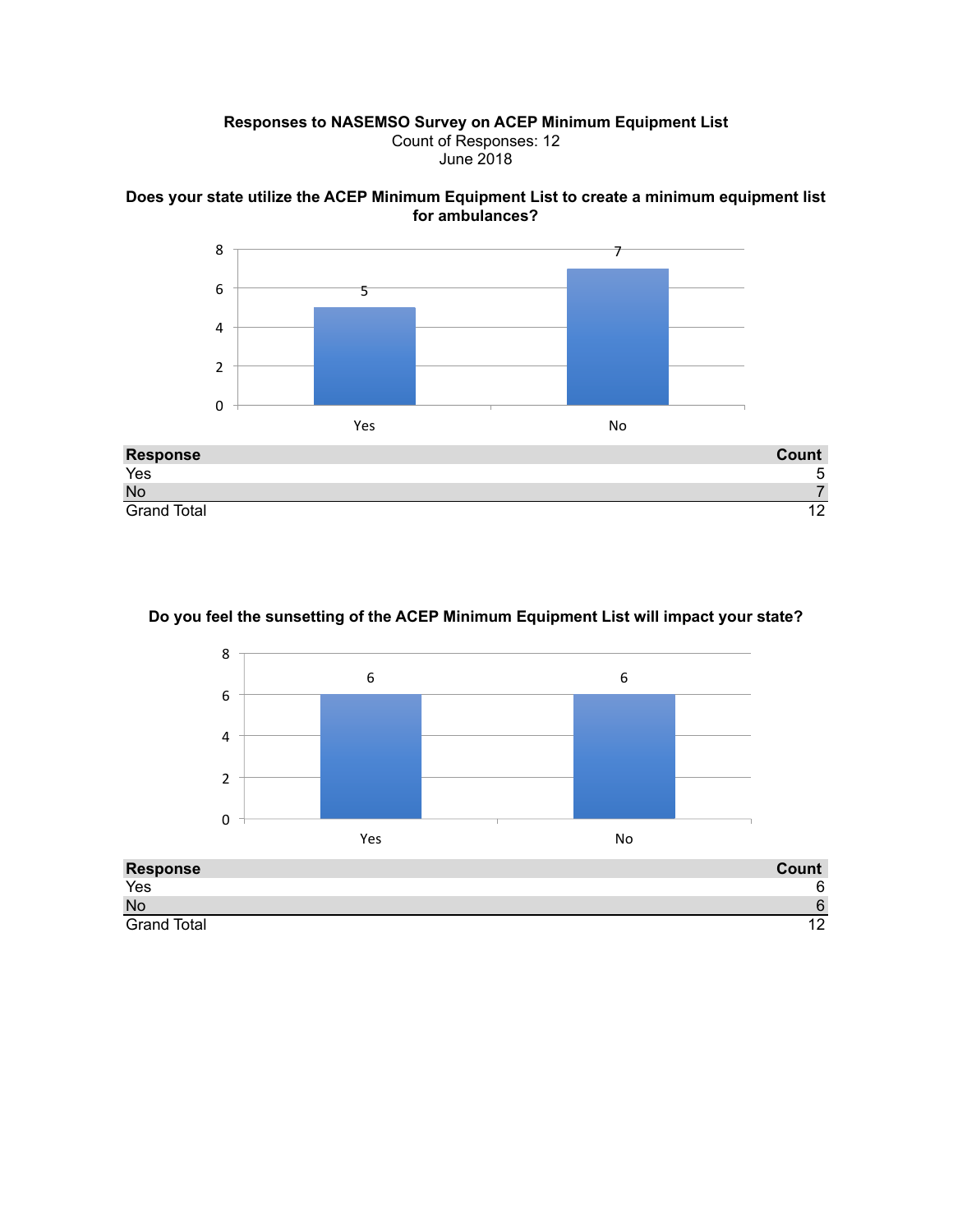# Responses to NASEMSO Survey on ACEP Minimum Equipment List

Count of Responses: 12

June 2018

## Does your state utilize the ACEP Minimum Equipment List to create a minimum equipment list for ambulances?

| Response | Count |
| --- | --- |
| Yes | 5 |
| No | 7 |
| Grand Total | 12 |

## Do you feel the sunsetting of the ACEP Minimum Equipment List will impact your state?

| Response | Count |
| --- | --- |
| Yes | 6 |
| No | 6 |
| Grand Total | 12 |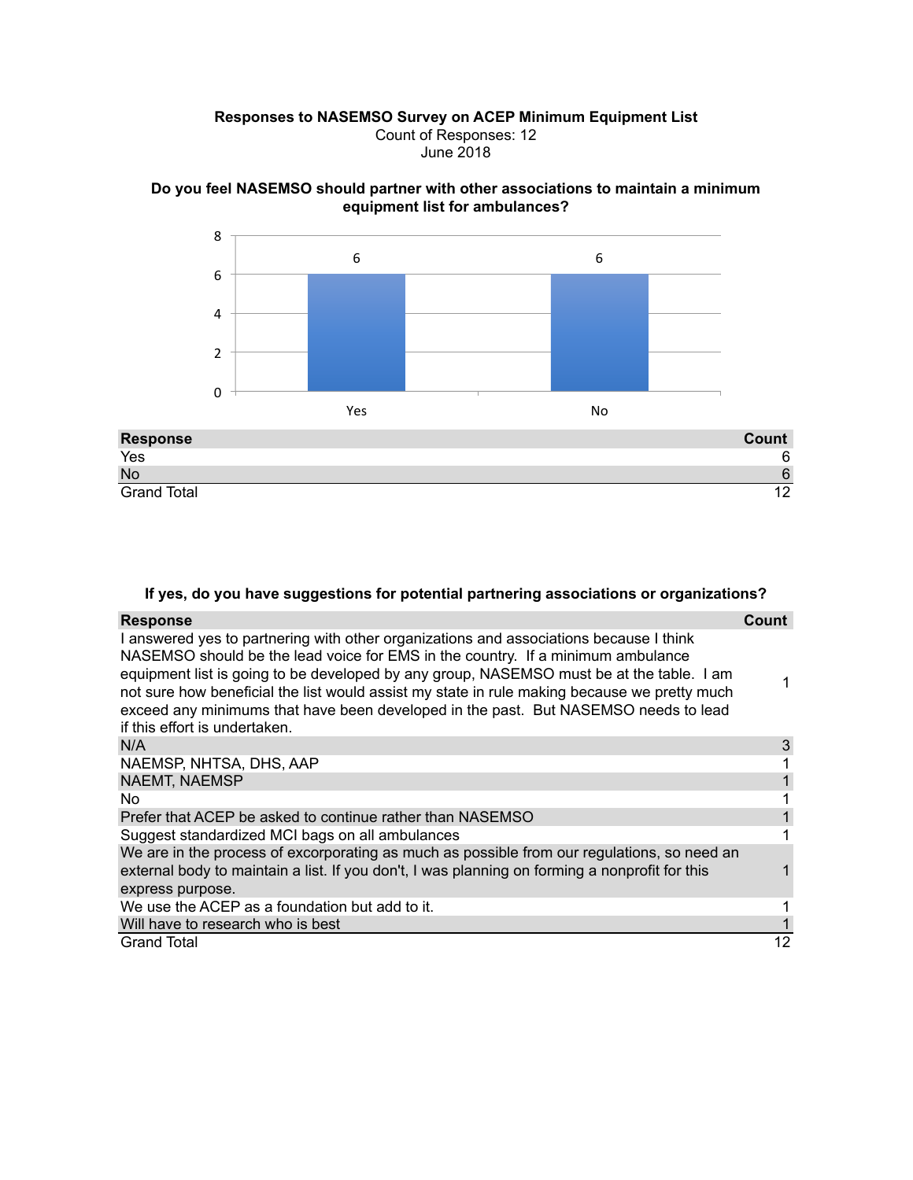**Responses to NASEMSO Survey on ACEP Minimum Equipment List**

Count of Responses: 12

June 2018

**Do you feel NASEMSO should partner with other associations to maintain a minimum equipment list for ambulances?**

8
6
4
2
0

6
6

Yes
No

| Response | Count |
| --- | --- |
| Yes | 6 |
| No | 6 |
| Grand Total | 12 |

**If yes, do you have suggestions for potential partnering associations or organizations?**

| Response | Count |
| --- | --- |
| I answered yes to partnering with other organizations and associations because I think NASEMSO should be the lead voice for EMS in the country. If a minimum ambulance equipment list is going to be developed by any group, NASEMSO must be at the table. I am not sure how beneficial the list would assist my state in rule making because we pretty much exceed any minimums that have been developed in the past. But NASEMSO needs to lead if this effort is undertaken. | 1 |
| N/A | 3 |
| NAEMSP, NHTSA, DHS, AAP | 1 |
| NAEMT, NAEMSP | 1 |
| No | 1 |
| Prefer that ACEP be asked to continue rather than NASEMSO | 1 |
| Suggest standardized MCI bags on all ambulances | 1 |
| We are in the process of excorporating as much as possible from our regulations, so need an external body to maintain a list. If you don't, I was planning on forming a nonprofit for this express purpose. | 1 |
| We use the ACEP as a foundation but add to it. | 1 |
| Will have to research who is best | 1 |
| Grand Total | 12 |